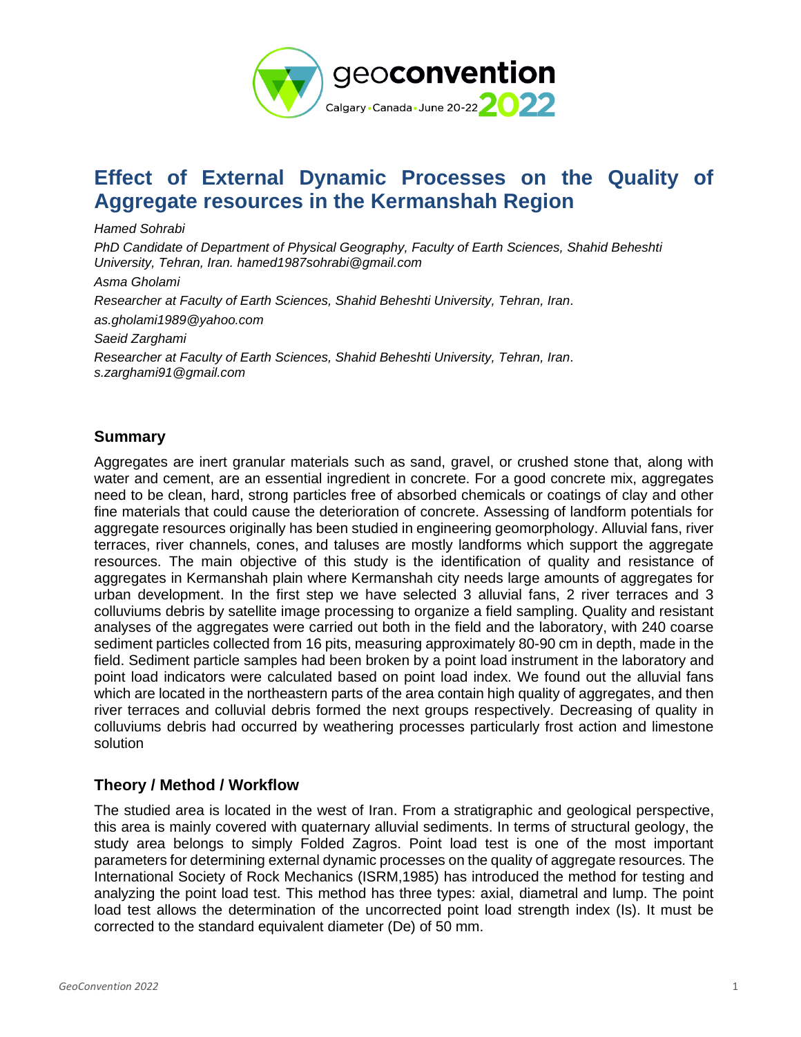# Effect of External Dynamic Processes on the Quality of Aggregate resources in the Kermanshah Region

*Hamed Sohrabi*

*PhD Candidate of Department of Physical Geography, Faculty of Earth Sciences, Shahid Beheshti University, Tehran, Iran. hamed1987sohrabi@gmail.com*

*Asma Gholami*

*Researcher at Faculty of Earth Sciences, Shahid Beheshti University, Tehran, Iran.*

*as.gholami1989@yahoo.com*

*Saeid Zarghami*

*Researcher at Faculty of Earth Sciences, Shahid Beheshti University, Tehran, Iran.*
*s.zarghami91@gmail.com*

## Summary

Aggregates are inert granular materials such as sand, gravel, or crushed stone that, along with water and cement, are an essential ingredient in concrete. For a good concrete mix, aggregates need to be clean, hard, strong particles free of absorbed chemicals or coatings of clay and other fine materials that could cause the deterioration of concrete. Assessing of landform potentials for aggregate resources originally has been studied in engineering geomorphology. Alluvial fans, river terraces, river channels, cones, and taluses are mostly landforms which support the aggregate resources. The main objective of this study is the identification of quality and resistance of aggregates in Kermanshah plain where Kermanshah city needs large amounts of aggregates for urban development. In the first step we have selected 3 alluvial fans, 2 river terraces and 3 colluviums debris by satellite image processing to organize a field sampling. Quality and resistant analyses of the aggregates were carried out both in the field and the laboratory, with 240 coarse sediment particles collected from 16 pits, measuring approximately 80-90 cm in depth, made in the field. Sediment particle samples had been broken by a point load instrument in the laboratory and point load indicators were calculated based on point load index. We found out the alluvial fans which are located in the northeastern parts of the area contain high quality of aggregates, and then river terraces and colluvial debris formed the next groups respectively. Decreasing of quality in colluviums debris had occurred by weathering processes particularly frost action and limestone solution

## Theory / Method / Workflow

The studied area is located in the west of Iran. From a stratigraphic and geological perspective, this area is mainly covered with quaternary alluvial sediments. In terms of structural geology, the study area belongs to simply Folded Zagros. Point load test is one of the most important parameters for determining external dynamic processes on the quality of aggregate resources. The International Society of Rock Mechanics (ISRM,1985) has introduced the method for testing and analyzing the point load test. This method has three types: axial, diametral and lump. The point load test allows the determination of the uncorrected point load strength index (Is). It must be corrected to the standard equivalent diameter (De) of 50 mm.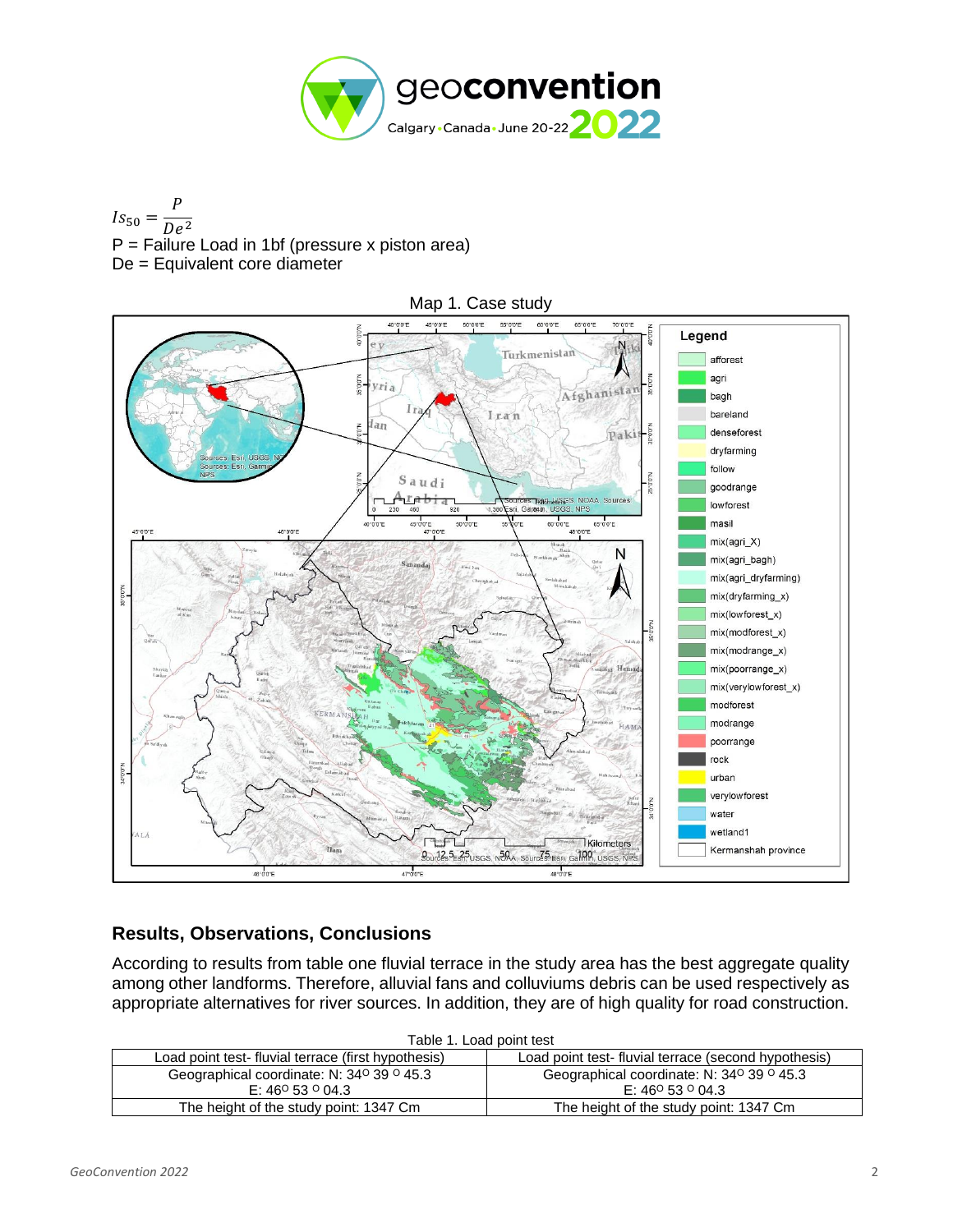$$Is_{50} = \frac{P}{De^2}$$

P = Failure Load in 1bf (pressure x piston area)
De = Equivalent core diameter

Map 1. Case study

## Results, Observations, Conclusions

According to results from table one fluvial terrace in the study area has the best aggregate quality among other landforms. Therefore, alluvial fans and colluviums debris can be used respectively as appropriate alternatives for river sources. In addition, they are of high quality for road construction.

Table 1. Load point test

| Load point test- fluvial terrace (first hypothesis) | Load point test- fluvial terrace (second hypothesis) |
|---|---|
| Geographical coordinate: N: 34º 39 º 45.3 E: 46º 53 º 04.3 | Geographical coordinate: N: 34º 39 º 45.3 E: 46º 53 º 04.3 |
| The height of the study point: 1347 Cm | The height of the study point: 1347 Cm |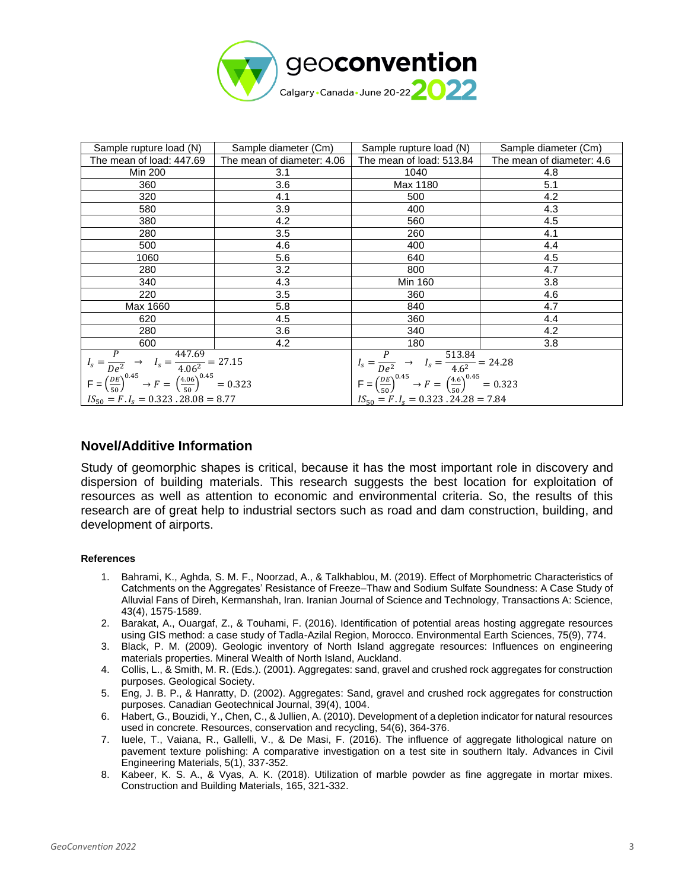| Sample rupture load (N) | Sample diameter (Cm) | Sample rupture load (N) | Sample diameter (Cm) |
|---|---|---|---|
| The mean of load: 447.69 | The mean of diameter: 4.06 | The mean of load: 513.84 | The mean of diameter: 4.6 |
| Min 200 | 3.1 | 1040 | 4.8 |
| 360 | 3.6 | Max 1180 | 5.1 |
| 320 | 4.1 | 500 | 4.2 |
| 580 | 3.9 | 400 | 4.3 |
| 380 | 4.2 | 560 | 4.5 |
| 280 | 3.5 | 260 | 4.1 |
| 500 | 4.6 | 400 | 4.4 |
| 1060 | 5.6 | 640 | 4.5 |
| 280 | 3.2 | 800 | 4.7 |
| 340 | 4.3 | Min 160 | 3.8 |
| 220 | 3.5 | 360 | 4.6 |
| Max 1660 | 5.8 | 840 | 4.7 |
| 620 | 4.5 | 360 | 4.4 |
| 280 | 3.6 | 340 | 4.2 |
| 600 | 4.2 | 180 | 3.8 |
| $I_s = \frac{P}{De^2} \rightarrow I_s = \frac{447.69}{4.06^2} = 27.15$ <br> $F = \left(\frac{DE}{50}\right)^{0.45} \rightarrow F = \left(\frac{4.06}{50}\right)^{0.45} = 0.323$ <br> $IS_{50} = F.I_s = 0.323 \, .28.08 = 8.77$ | | $I_s = \frac{P}{De^2} \rightarrow I_s = \frac{513.84}{4.6^2} = 24.28$ <br> $F = \left(\frac{DE}{50}\right)^{0.45} \rightarrow F = \left(\frac{4.6}{50}\right)^{0.45} = 0.323$ <br> $IS_{50} = F.I_s = 0.323 \, .24.28 = 7.84$ | |

## Novel/Additive Information

Study of geomorphic shapes is critical, because it has the most important role in discovery and dispersion of building materials. This research suggests the best location for exploitation of resources as well as attention to economic and environmental criteria. So, the results of this research are of great help to industrial sectors such as road and dam construction, building, and development of airports.

#### References

1. Bahrami, K., Aghda, S. M. F., Noorzad, A., & Talkhablou, M. (2019). Effect of Morphometric Characteristics of Catchments on the Aggregates' Resistance of Freeze–Thaw and Sodium Sulfate Soundness: A Case Study of Alluvial Fans of Direh, Kermanshah, Iran. Iranian Journal of Science and Technology, Transactions A: Science, 43(4), 1575-1589.
2. Barakat, A., Ouargaf, Z., & Touhami, F. (2016). Identification of potential areas hosting aggregate resources using GIS method: a case study of Tadla-Azilal Region, Morocco. Environmental Earth Sciences, 75(9), 774.
3. Black, P. M. (2009). Geologic inventory of North Island aggregate resources: Influences on engineering materials properties. Mineral Wealth of North Island, Auckland.
4. Collis, L., & Smith, M. R. (Eds.). (2001). Aggregates: sand, gravel and crushed rock aggregates for construction purposes. Geological Society.
5. Eng, J. B. P., & Hanratty, D. (2002). Aggregates: Sand, gravel and crushed rock aggregates for construction purposes. Canadian Geotechnical Journal, 39(4), 1004.
6. Habert, G., Bouzidi, Y., Chen, C., & Jullien, A. (2010). Development of a depletion indicator for natural resources used in concrete. Resources, conservation and recycling, 54(6), 364-376.
7. Iuele, T., Vaiana, R., Gallelli, V., & De Masi, F. (2016). The influence of aggregate lithological nature on pavement texture polishing: A comparative investigation on a test site in southern Italy. Advances in Civil Engineering Materials, 5(1), 337-352.
8. Kabeer, K. S. A., & Vyas, A. K. (2018). Utilization of marble powder as fine aggregate in mortar mixes. Construction and Building Materials, 165, 321-332.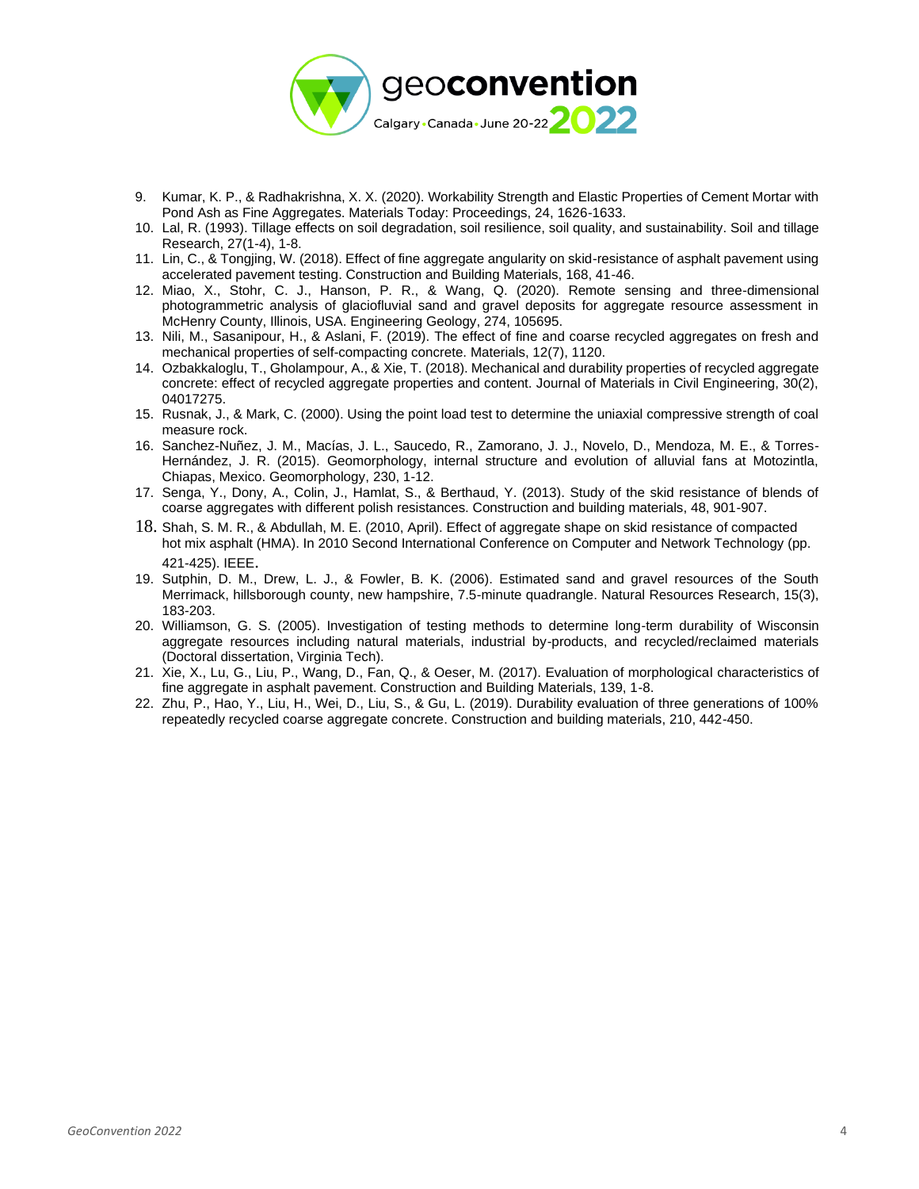9. Kumar, K. P., & Radhakrishna, X. X. (2020). Workability Strength and Elastic Properties of Cement Mortar with Pond Ash as Fine Aggregates. Materials Today: Proceedings, 24, 1626-1633.
10. Lal, R. (1993). Tillage effects on soil degradation, soil resilience, soil quality, and sustainability. Soil and tillage Research, 27(1-4), 1-8.
11. Lin, C., & Tongjing, W. (2018). Effect of fine aggregate angularity on skid-resistance of asphalt pavement using accelerated pavement testing. Construction and Building Materials, 168, 41-46.
12. Miao, X., Stohr, C. J., Hanson, P. R., & Wang, Q. (2020). Remote sensing and three-dimensional photogrammetric analysis of glaciofluvial sand and gravel deposits for aggregate resource assessment in McHenry County, Illinois, USA. Engineering Geology, 274, 105695.
13. Nili, M., Sasanipour, H., & Aslani, F. (2019). The effect of fine and coarse recycled aggregates on fresh and mechanical properties of self-compacting concrete. Materials, 12(7), 1120.
14. Ozbakkaloglu, T., Gholampour, A., & Xie, T. (2018). Mechanical and durability properties of recycled aggregate concrete: effect of recycled aggregate properties and content. Journal of Materials in Civil Engineering, 30(2), 04017275.
15. Rusnak, J., & Mark, C. (2000). Using the point load test to determine the uniaxial compressive strength of coal measure rock.
16. Sanchez-Nuñez, J. M., Macías, J. L., Saucedo, R., Zamorano, J. J., Novelo, D., Mendoza, M. E., & Torres-Hernández, J. R. (2015). Geomorphology, internal structure and evolution of alluvial fans at Motozintla, Chiapas, Mexico. Geomorphology, 230, 1-12.
17. Senga, Y., Dony, A., Colin, J., Hamlat, S., & Berthaud, Y. (2013). Study of the skid resistance of blends of coarse aggregates with different polish resistances. Construction and building materials, 48, 901-907.
18. Shah, S. M. R., & Abdullah, M. E. (2010, April). Effect of aggregate shape on skid resistance of compacted hot mix asphalt (HMA). In 2010 Second International Conference on Computer and Network Technology (pp. 421-425). IEEE.
19. Sutphin, D. M., Drew, L. J., & Fowler, B. K. (2006). Estimated sand and gravel resources of the South Merrimack, hillsborough county, new hampshire, 7.5-minute quadrangle. Natural Resources Research, 15(3), 183-203.
20. Williamson, G. S. (2005). Investigation of testing methods to determine long-term durability of Wisconsin aggregate resources including natural materials, industrial by-products, and recycled/reclaimed materials (Doctoral dissertation, Virginia Tech).
21. Xie, X., Lu, G., Liu, P., Wang, D., Fan, Q., & Oeser, M. (2017). Evaluation of morphological characteristics of fine aggregate in asphalt pavement. Construction and Building Materials, 139, 1-8.
22. Zhu, P., Hao, Y., Liu, H., Wei, D., Liu, S., & Gu, L. (2019). Durability evaluation of three generations of 100% repeatedly recycled coarse aggregate concrete. Construction and building materials, 210, 442-450.